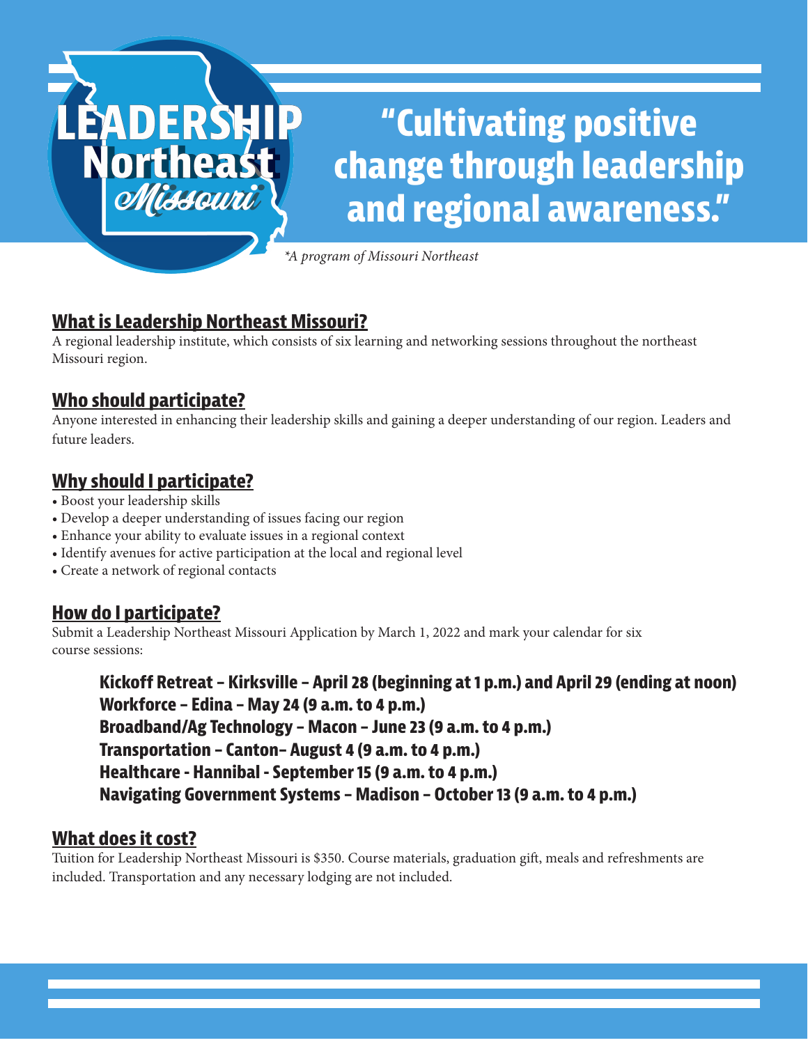# LEADERSHIP Northeast Missouri

## "Cultivating positive change through leadership and regional awareness."

*\*A program of Missouri Northeast*

## What is Leadership Northeast Missouri?

A regional leadership institute, which consists of six learning and networking sessions throughout the northeast Missouri region.

## Who should participate?

Anyone interested in enhancing their leadership skills and gaining a deeper understanding of our region. Leaders and future leaders.

## Why should I participate?

- Boost your leadership skills
- Develop a deeper understanding of issues facing our region
- Enhance your ability to evaluate issues in a regional context
- Identify avenues for active participation at the local and regional level
- Create a network of regional contacts

## How do I participate?

Submit a Leadership Northeast Missouri Application by March 1, 2022 and mark your calendar for six course sessions:

**Kickoff Retreat – Kirksville – April 28 (beginning at 1 p.m.) and April 29 (ending at noon)**
**Workforce – Edina – May 24 (9 a.m. to 4 p.m.)**
**Broadband/Ag Technology – Macon – June 23 (9 a.m. to 4 p.m.)**
**Transportation – Canton– August 4 (9 a.m. to 4 p.m.)**
**Healthcare - Hannibal - September 15 (9 a.m. to 4 p.m.)**
**Navigating Government Systems – Madison – October 13 (9 a.m. to 4 p.m.)**

## What does it cost?

Tuition for Leadership Northeast Missouri is $350. Course materials, graduation gift, meals and refreshments are included. Transportation and any necessary lodging are not included.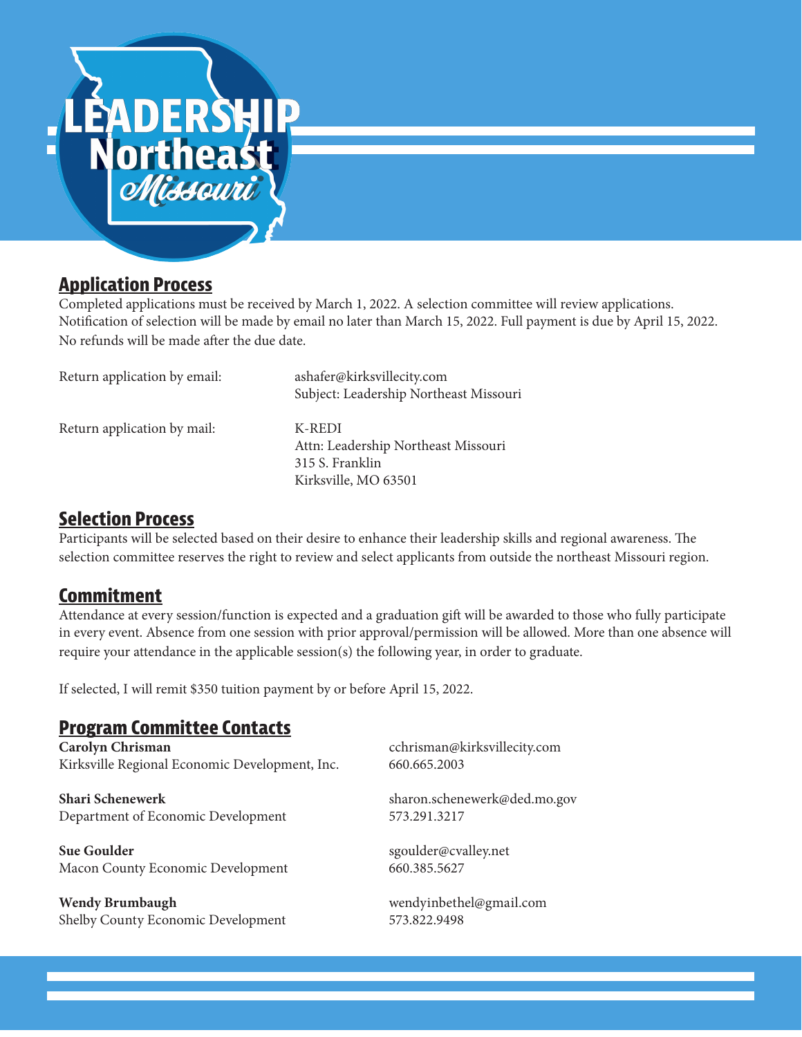LEADERSHIP Northeast Missouri

## Application Process

Completed applications must be received by March 1, 2022. A selection committee will review applications. Notification of selection will be made by email no later than March 15, 2022. Full payment is due by April 15, 2022. No refunds will be made after the due date.

| | |
|---|---|
| Return application by email: | ashafer@kirksvillecity.com<br>Subject: Leadership Northeast Missouri |
| Return application by mail: | K-REDI<br>Attn: Leadership Northeast Missouri<br>315 S. Franklin<br>Kirksville, MO 63501 |

## Selection Process

Participants will be selected based on their desire to enhance their leadership skills and regional awareness. The selection committee reserves the right to review and select applicants from outside the northeast Missouri region.

## Commitment

Attendance at every session/function is expected and a graduation gift will be awarded to those who fully participate in every event. Absence from one session with prior approval/permission will be allowed. More than one absence will require your attendance in the applicable session(s) the following year, in order to graduate.

If selected, I will remit $350 tuition payment by or before April 15, 2022.

## Program Committee Contacts

| | |
|---|---|
| **Carolyn Chrisman**<br>Kirksville Regional Economic Development, Inc. | cchrisman@kirksvillecity.com<br>660.665.2003 |
| **Shari Schenewerk**<br>Department of Economic Development | sharon.schenewerk@ded.mo.gov<br>573.291.3217 |
| **Sue Goulder**<br>Macon County Economic Development | sgoulder@cvalley.net<br>660.385.5627 |
| **Wendy Brumbaugh**<br>Shelby County Economic Development | wendyinbethel@gmail.com<br>573.822.9498 |